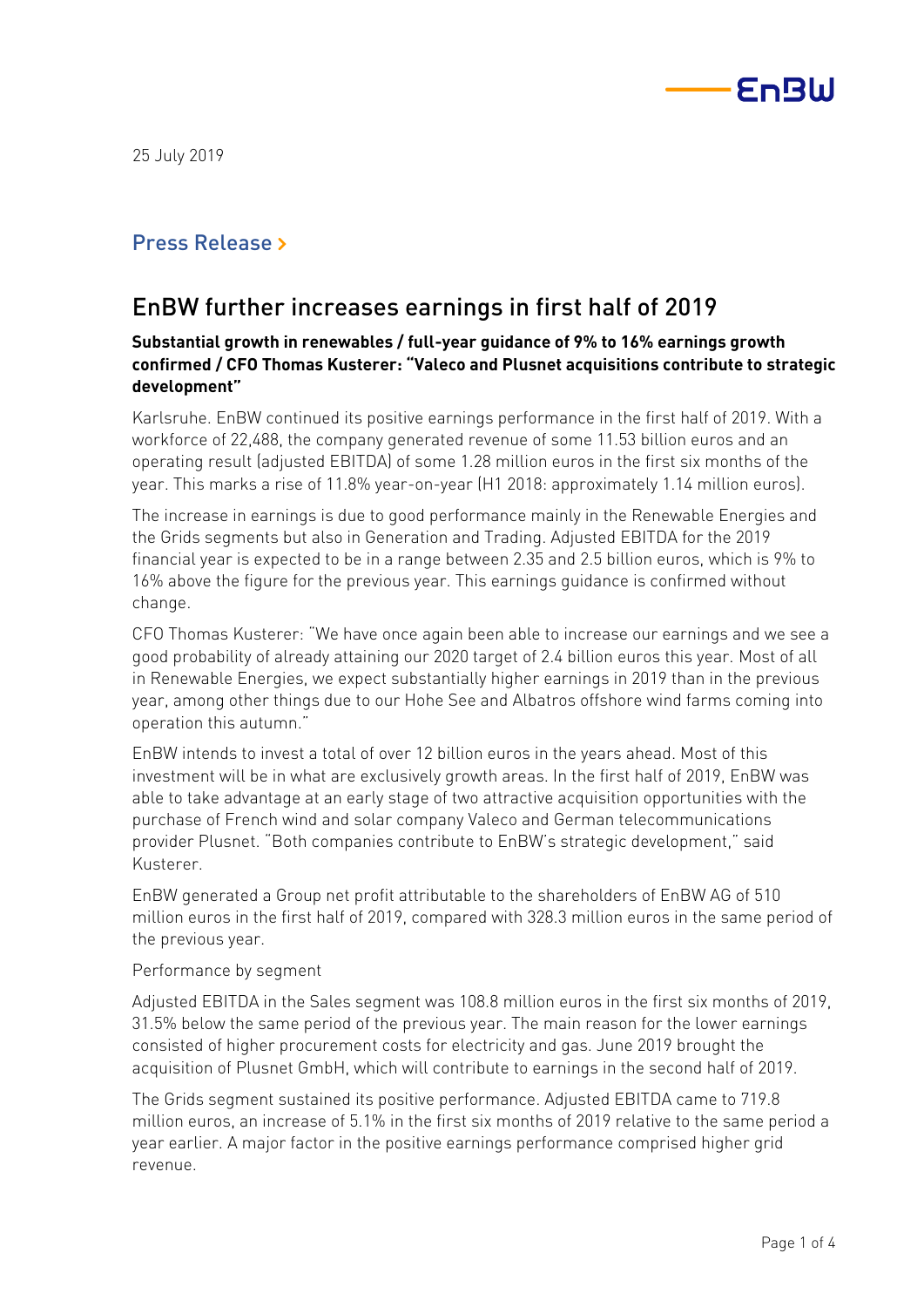25 July 2019

## Press Release >

# EnBW further increases earnings in first half of 2019

**Substantial growth in renewables / full-year guidance of 9% to 16% earnings growth confirmed / CFO Thomas Kusterer: "Valeco and Plusnet acquisitions contribute to strategic development"**

Karlsruhe. EnBW continued its positive earnings performance in the first half of 2019. With a workforce of 22,488, the company generated revenue of some 11.53 billion euros and an operating result (adjusted EBITDA) of some 1.28 million euros in the first six months of the year. This marks a rise of 11.8% year-on-year (H1 2018: approximately 1.14 million euros).

The increase in earnings is due to good performance mainly in the Renewable Energies and the Grids segments but also in Generation and Trading. Adjusted EBITDA for the 2019 financial year is expected to be in a range between 2.35 and 2.5 billion euros, which is 9% to 16% above the figure for the previous year. This earnings guidance is confirmed without change.

CFO Thomas Kusterer: "We have once again been able to increase our earnings and we see a good probability of already attaining our 2020 target of 2.4 billion euros this year. Most of all in Renewable Energies, we expect substantially higher earnings in 2019 than in the previous year, among other things due to our Hohe See and Albatros offshore wind farms coming into operation this autumn."

EnBW intends to invest a total of over 12 billion euros in the years ahead. Most of this investment will be in what are exclusively growth areas. In the first half of 2019, EnBW was able to take advantage at an early stage of two attractive acquisition opportunities with the purchase of French wind and solar company Valeco and German telecommunications provider Plusnet. "Both companies contribute to EnBW's strategic development," said Kusterer.

EnBW generated a Group net profit attributable to the shareholders of EnBW AG of 510 million euros in the first half of 2019, compared with 328.3 million euros in the same period of the previous year.

Performance by segment

Adjusted EBITDA in the Sales segment was 108.8 million euros in the first six months of 2019, 31.5% below the same period of the previous year. The main reason for the lower earnings consisted of higher procurement costs for electricity and gas. June 2019 brought the acquisition of Plusnet GmbH, which will contribute to earnings in the second half of 2019.

The Grids segment sustained its positive performance. Adjusted EBITDA came to 719.8 million euros, an increase of 5.1% in the first six months of 2019 relative to the same period a year earlier. A major factor in the positive earnings performance comprised higher grid revenue.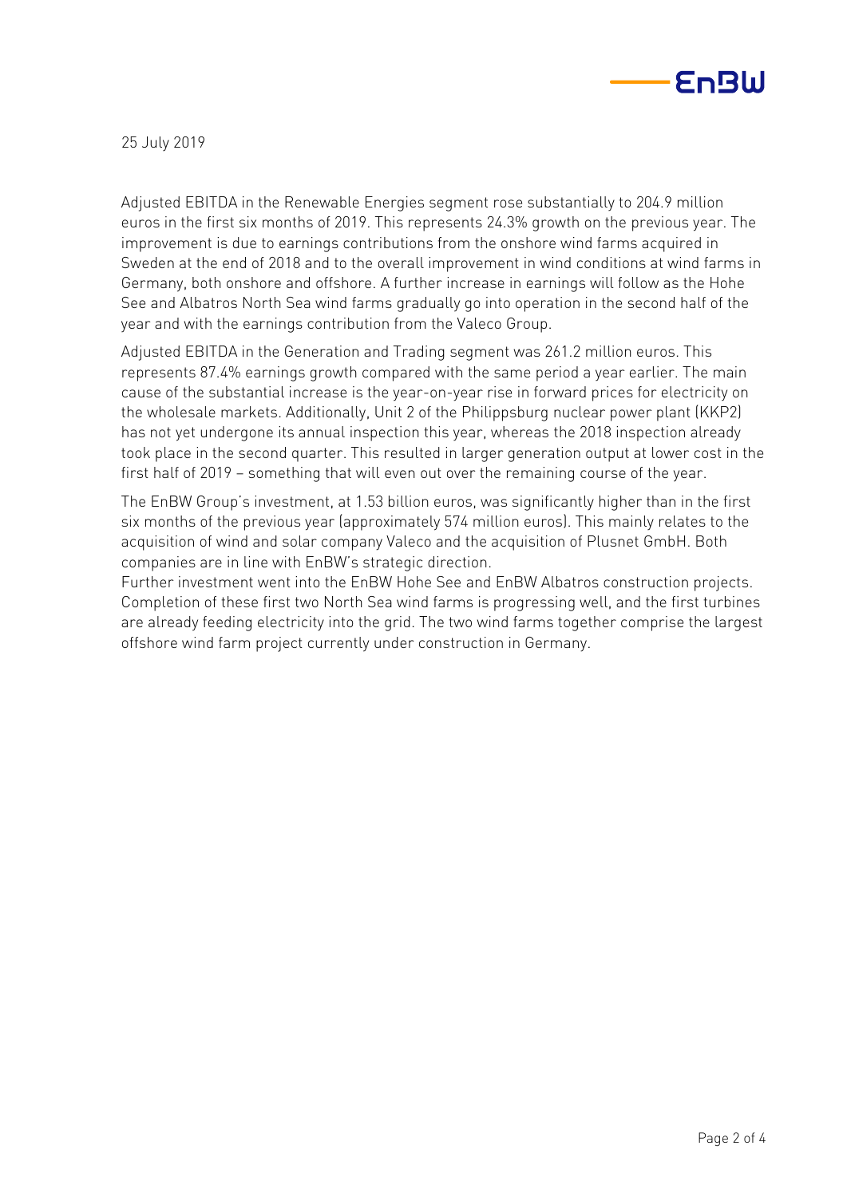25 July 2019

Adjusted EBITDA in the Renewable Energies segment rose substantially to 204.9 million euros in the first six months of 2019. This represents 24.3% growth on the previous year. The improvement is due to earnings contributions from the onshore wind farms acquired in Sweden at the end of 2018 and to the overall improvement in wind conditions at wind farms in Germany, both onshore and offshore. A further increase in earnings will follow as the Hohe See and Albatros North Sea wind farms gradually go into operation in the second half of the year and with the earnings contribution from the Valeco Group.

Adjusted EBITDA in the Generation and Trading segment was 261.2 million euros. This represents 87.4% earnings growth compared with the same period a year earlier. The main cause of the substantial increase is the year-on-year rise in forward prices for electricity on the wholesale markets. Additionally, Unit 2 of the Philippsburg nuclear power plant (KKP2) has not yet undergone its annual inspection this year, whereas the 2018 inspection already took place in the second quarter. This resulted in larger generation output at lower cost in the first half of 2019 – something that will even out over the remaining course of the year.

The EnBW Group's investment, at 1.53 billion euros, was significantly higher than in the first six months of the previous year (approximately 574 million euros). This mainly relates to the acquisition of wind and solar company Valeco and the acquisition of Plusnet GmbH. Both companies are in line with EnBW's strategic direction.
Further investment went into the EnBW Hohe See and EnBW Albatros construction projects. Completion of these first two North Sea wind farms is progressing well, and the first turbines are already feeding electricity into the grid. The two wind farms together comprise the largest offshore wind farm project currently under construction in Germany.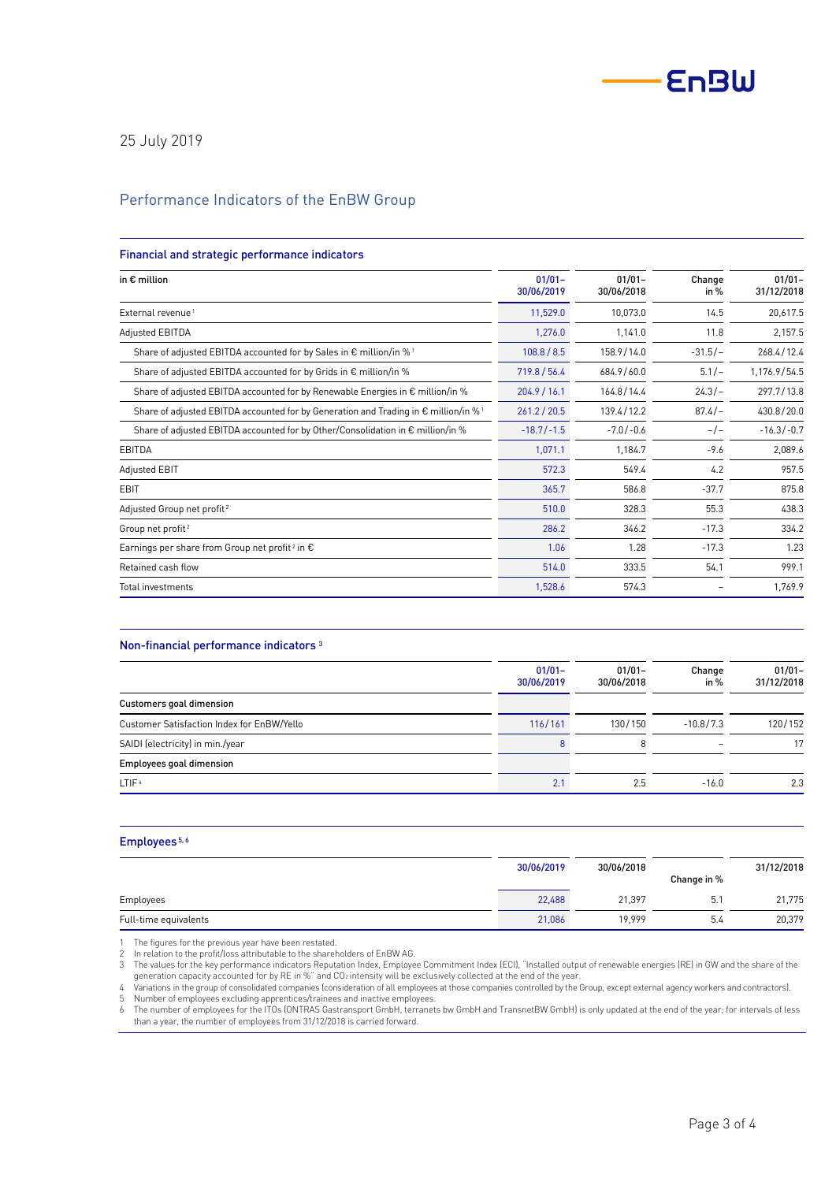25 July 2019

# Performance Indicators of the EnBW Group

## Financial and strategic performance indicators

| in € million | 01/01–30/06/2019 | 01/01–30/06/2018 | Change in % | 01/01–31/12/2018 |
|---|---|---|---|---|
| External revenue [1] | 11,529.0 | 10,073.0 | 14.5 | 20,617.5 |
| Adjusted EBITDA | 1,276.0 | 1,141.0 | 11.8 | 2,157.5 |
| Share of adjusted EBITDA accounted for by Sales in € million/in % [1] | 108.8 / 8.5 | 158.9 / 14.0 | -31.5 / – | 268.4 / 12.4 |
| Share of adjusted EBITDA accounted for by Grids in € million/in % | 719.8 / 56.4 | 684.9 / 60.0 | 5.1 / – | 1,176.9 / 54.5 |
| Share of adjusted EBITDA accounted for by Renewable Energies in € million/in % | 204.9 / 16.1 | 164.8 / 14.4 | 24.3 / – | 297.7 / 13.8 |
| Share of adjusted EBITDA accounted for by Generation and Trading in € million/in % [1] | 261.2 / 20.5 | 139.4 / 12.2 | 87.4 / – | 430.8 / 20.0 |
| Share of adjusted EBITDA accounted for by Other/Consolidation in € million/in % | -18.7 / -1.5 | -7.0 / -0.6 | – / – | -16.3 / -0.7 |
| EBITDA | 1,071.1 | 1,184.7 | -9.6 | 2,089.6 |
| Adjusted EBIT | 572.3 | 549.4 | 4.2 | 957.5 |
| EBIT | 365.7 | 586.8 | -37.7 | 875.8 |
| Adjusted Group net profit [2] | 510.0 | 328.3 | 55.3 | 438.3 |
| Group net profit [2] | 286.2 | 346.2 | -17.3 | 334.2 |
| Earnings per share from Group net profit [2] in € | 1.06 | 1.28 | -17.3 | 1.23 |
| Retained cash flow | 514.0 | 333.5 | 54.1 | 999.1 |
| Total investments | 1,528.6 | 574.3 | – | 1,769.9 |

## Non-financial performance indicators [3]

| | 01/01–30/06/2019 | 01/01–30/06/2018 | Change in % | 01/01–31/12/2018 |
|---|---|---|---|---|
| **Customers goal dimension** | | | | |
| Customer Satisfaction Index for EnBW/Yello | 116 / 161 | 130 / 150 | -10.8 / 7.3 | 120 / 152 |
| SAIDI (electricity) in min./year | 8 | 8 | – | 17 |
| **Employees goal dimension** | | | | |
| LTIF [4] | 2.1 | 2.5 | -16.0 | 2.3 |

## Employees [5, 6]

| | 30/06/2019 | 30/06/2018 | Change in % | 31/12/2018 |
|---|---|---|---|---|
| Employees | 22,488 | 21,397 | 5.1 | 21,775 |
| Full-time equivalents | 21,086 | 19,999 | 5.4 | 20,379 |

1 The figures for the previous year have been restated.
2 In relation to the profit/loss attributable to the shareholders of EnBW AG.
3 The values for the key performance indicators Reputation Index, Employee Commitment Index (ECI), "Installed output of renewable energies (RE) in GW and the share of the generation capacity accounted for by RE in %" and $CO_2$ intensity will be exclusively collected at the end of the year.
4 Variations in the group of consolidated companies (consideration of all employees at those companies controlled by the Group, except external agency workers and contractors).
5 Number of employees excluding apprentices/trainees and inactive employees.
6 The number of employees for the ITOs (ONTRAS Gastransport GmbH, terranets bw GmbH and TransnetBW GmbH) is only updated at the end of the year; for intervals of less than a year, the number of employees from 31/12/2018 is carried forward.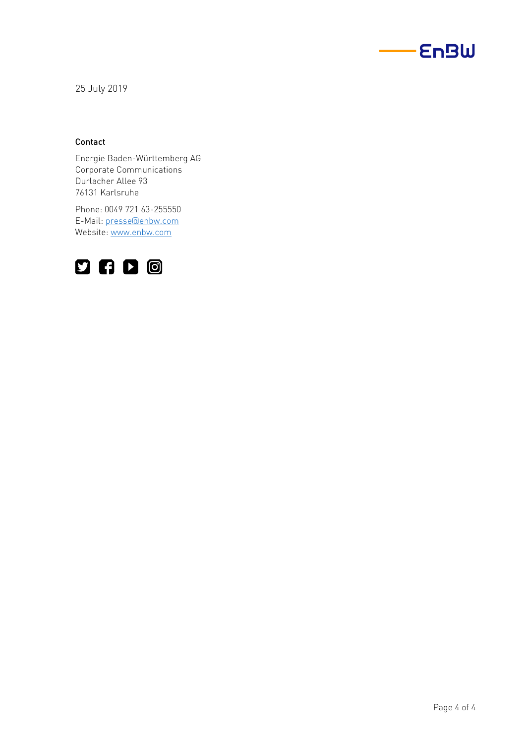25 July 2019

**Contact**

Energie Baden-Württemberg AG
Corporate Communications
Durlacher Allee 93
76131 Karlsruhe

Phone: 0049 721 63-255550
E-Mail: presse@enbw.com
Website: www.enbw.com